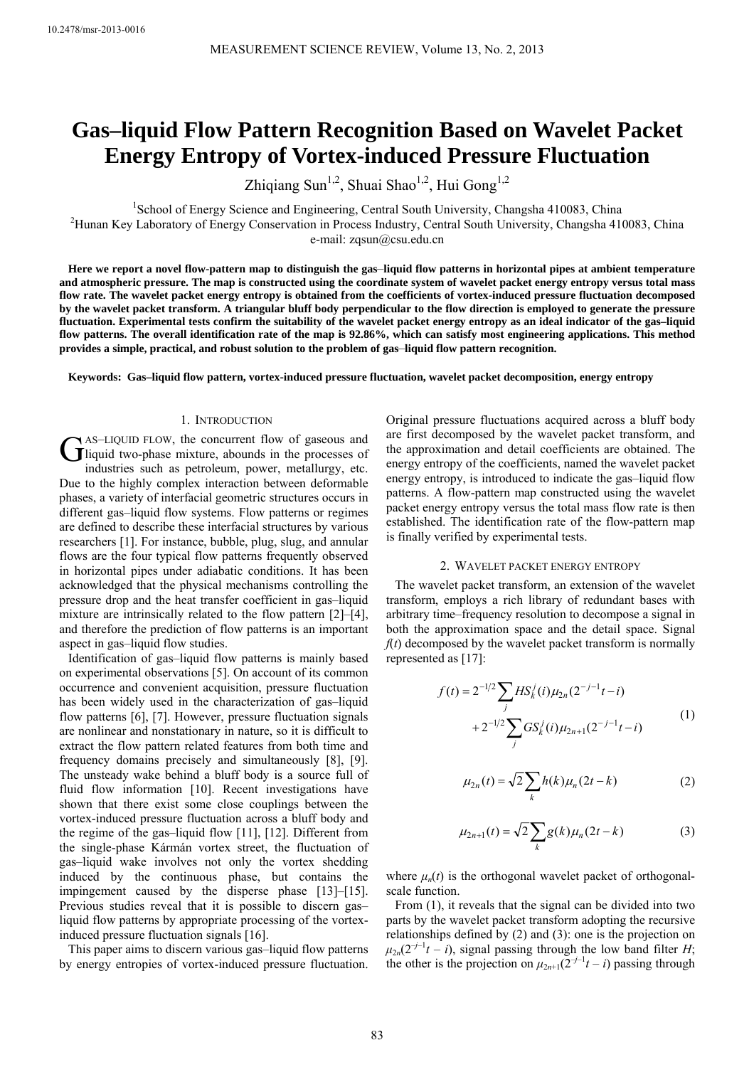10.2478/msr-2013-0016

# Gas–liquid Flow Pattern Recognition Based on Wavelet Packet Energy Entropy of Vortex-induced Pressure Fluctuation

Zhiqiang Sun[1,2], Shuai Shao[1,2], Hui Gong[1,2]

[1]School of Energy Science and Engineering, Central South University, Changsha 410083, China
[2]Hunan Key Laboratory of Energy Conservation in Process Industry, Central South University, Changsha 410083, China
e-mail: zqsun@csu.edu.cn

**Here we report a novel flow-pattern map to distinguish the gas–liquid flow patterns in horizontal pipes at ambient temperature and atmospheric pressure. The map is constructed using the coordinate system of wavelet packet energy entropy versus total mass flow rate. The wavelet packet energy entropy is obtained from the coefficients of vortex-induced pressure fluctuation decomposed by the wavelet packet transform. A triangular bluff body perpendicular to the flow direction is employed to generate the pressure fluctuation. Experimental tests confirm the suitability of the wavelet packet energy entropy as an ideal indicator of the gas–liquid flow patterns. The overall identification rate of the map is 92.86%, which can satisfy most engineering applications. This method provides a simple, practical, and robust solution to the problem of gas–liquid flow pattern recognition.**

**Keywords: Gas–liquid flow pattern, vortex-induced pressure fluctuation, wavelet packet decomposition, energy entropy**

## 1. Introduction

Gas–liquid flow, the concurrent flow of gaseous and liquid two-phase mixture, abounds in the processes of industries such as petroleum, power, metallurgy, etc. Due to the highly complex interaction between deformable phases, a variety of interfacial geometric structures occurs in different gas–liquid flow systems. Flow patterns or regimes are defined to describe these interfacial structures by various researchers [1]. For instance, bubble, plug, slug, and annular flows are the four typical flow patterns frequently observed in horizontal pipes under adiabatic conditions. It has been acknowledged that the physical mechanisms controlling the pressure drop and the heat transfer coefficient in gas–liquid mixture are intrinsically related to the flow pattern [2]–[4], and therefore the prediction of flow patterns is an important aspect in gas–liquid flow studies.

Identification of gas–liquid flow patterns is mainly based on experimental observations [5]. On account of its common occurrence and convenient acquisition, pressure fluctuation has been widely used in the characterization of gas–liquid flow patterns [6], [7]. However, pressure fluctuation signals are nonlinear and nonstationary in nature, so it is difficult to extract the flow pattern related features from both time and frequency domains precisely and simultaneously [8], [9]. The unsteady wake behind a bluff body is a source full of fluid flow information [10]. Recent investigations have shown that there exist some close couplings between the vortex-induced pressure fluctuation across a bluff body and the regime of the gas–liquid flow [11], [12]. Different from the single-phase Kármán vortex street, the fluctuation of gas–liquid wake involves not only the vortex shedding induced by the continuous phase, but contains the impingement caused by the disperse phase [13]–[15]. Previous studies reveal that it is possible to discern gas–liquid flow patterns by appropriate processing of the vortex-induced pressure fluctuation signals [16].

This paper aims to discern various gas–liquid flow patterns by energy entropies of vortex-induced pressure fluctuation. Original pressure fluctuations acquired across a bluff body are first decomposed by the wavelet packet transform, and the approximation and detail coefficients are obtained. The energy entropy of the coefficients, named the wavelet packet energy entropy, is introduced to indicate the gas–liquid flow patterns. A flow-pattern map constructed using the wavelet packet energy entropy versus the total mass flow rate is then established. The identification rate of the flow-pattern map is finally verified by experimental tests.

## 2. Wavelet packet energy entropy

The wavelet packet transform, an extension of the wavelet transform, employs a rich library of redundant bases with arbitrary time–frequency resolution to decompose a signal in both the approximation space and the detail space. Signal $f(t)$ decomposed by the wavelet packet transform is normally represented as [17]:

$$f(t) = 2^{-1/2}\sum_{j} HS_k^j(i)\mu_{2n}(2^{-j-1}t - i) + 2^{-1/2}\sum_{j} GS_k^j(i)\mu_{2n+1}(2^{-j-1}t - i) \tag{1}$$

$$\mu_{2n}(t) = \sqrt{2}\sum_{k} h(k)\mu_n(2t-k) \tag{2}$$

$$\mu_{2n+1}(t) = \sqrt{2}\sum_{k} g(k)\mu_n(2t-k) \tag{3}$$

where $\mu_n(t)$ is the orthogonal wavelet packet of orthogonal-scale function.

From (1), it reveals that the signal can be divided into two parts by the wavelet packet transform adopting the recursive relationships defined by (2) and (3): one is the projection on $\mu_{2n}(2^{-j-1}t - i)$, signal passing through the low band filter $H$; the other is the projection on $\mu_{2n+1}(2^{-j-1}t - i)$ passing through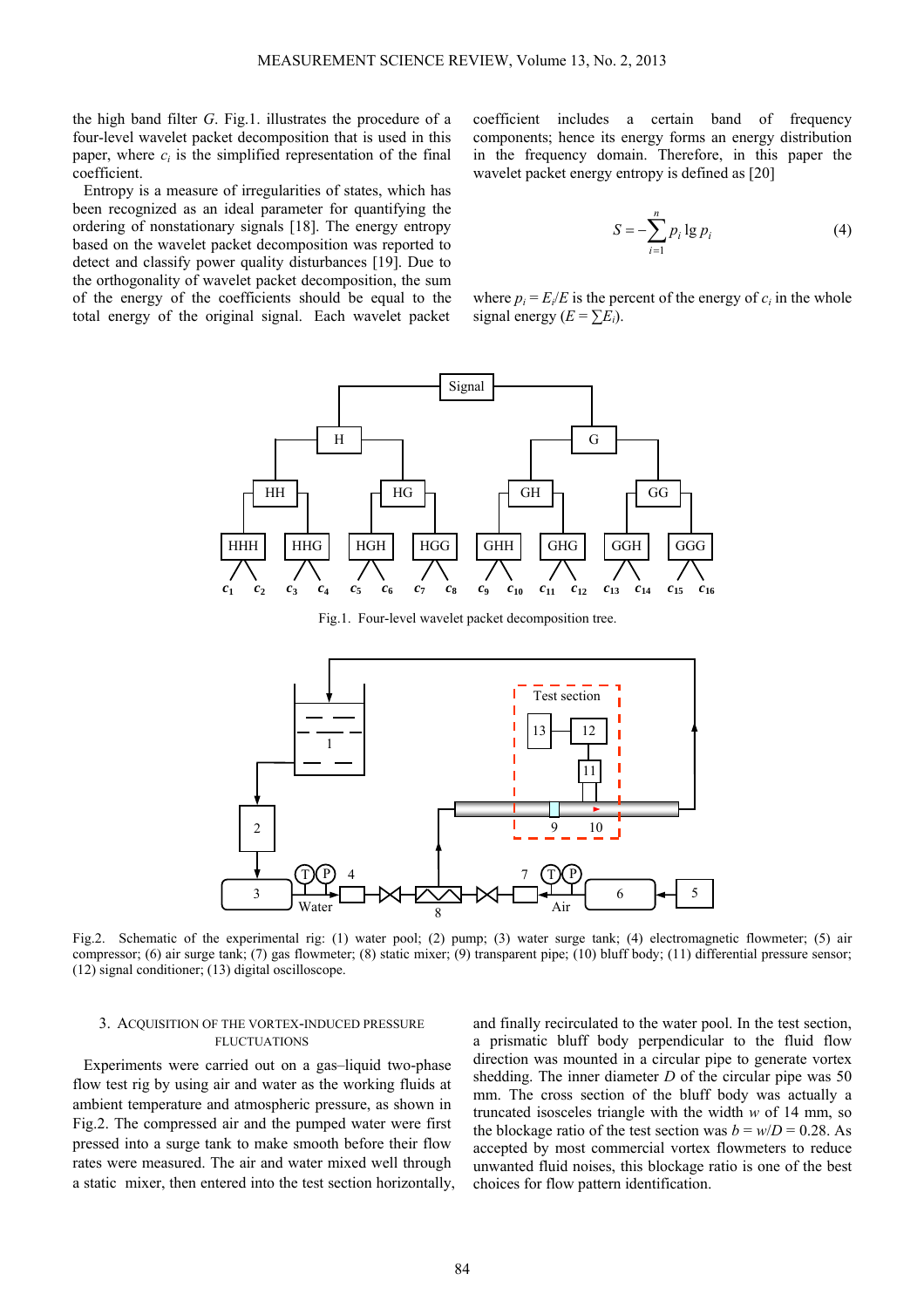the high band filter *G*. Fig.1. illustrates the procedure of a four-level wavelet packet decomposition that is used in this paper, where $c_i$ is the simplified representation of the final coefficient.

Entropy is a measure of irregularities of states, which has been recognized as an ideal parameter for quantifying the ordering of nonstationary signals [18]. The energy entropy based on the wavelet packet decomposition was reported to detect and classify power quality disturbances [19]. Due to the orthogonality of wavelet packet decomposition, the sum of the energy of the coefficients should be equal to the total energy of the original signal. Each wavelet packet coefficient includes a certain band of frequency components; hence its energy forms an energy distribution in the frequency domain. Therefore, in this paper the wavelet packet energy entropy is defined as [20]

$$S = -\sum_{i=1}^{n} p_i \lg p_i \tag{4}$$

where $p_i = E_i/E$ is the percent of the energy of $c_i$ in the whole signal energy ($E = \sum E_i$).

Fig.1. Four-level wavelet packet decomposition tree.

Fig.2. Schematic of the experimental rig: (1) water pool; (2) pump; (3) water surge tank; (4) electromagnetic flowmeter; (5) air compressor; (6) air surge tank; (7) gas flowmeter; (8) static mixer; (9) transparent pipe; (10) bluff body; (11) differential pressure sensor; (12) signal conditioner; (13) digital oscilloscope.

## 3. Acquisition of the vortex-induced pressure fluctuations

Experiments were carried out on a gas–liquid two-phase flow test rig by using air and water as the working fluids at ambient temperature and atmospheric pressure, as shown in Fig.2. The compressed air and the pumped water were first pressed into a surge tank to make smooth before their flow rates were measured. The air and water mixed well through a static mixer, then entered into the test section horizontally, and finally recirculated to the water pool. In the test section, a prismatic bluff body perpendicular to the fluid flow direction was mounted in a circular pipe to generate vortex shedding. The inner diameter *D* of the circular pipe was 50 mm. The cross section of the bluff body was actually a truncated isosceles triangle with the width *w* of 14 mm, so the blockage ratio of the test section was $b = w/D = 0.28$. As accepted by most commercial vortex flowmeters to reduce unwanted fluid noises, this blockage ratio is one of the best choices for flow pattern identification.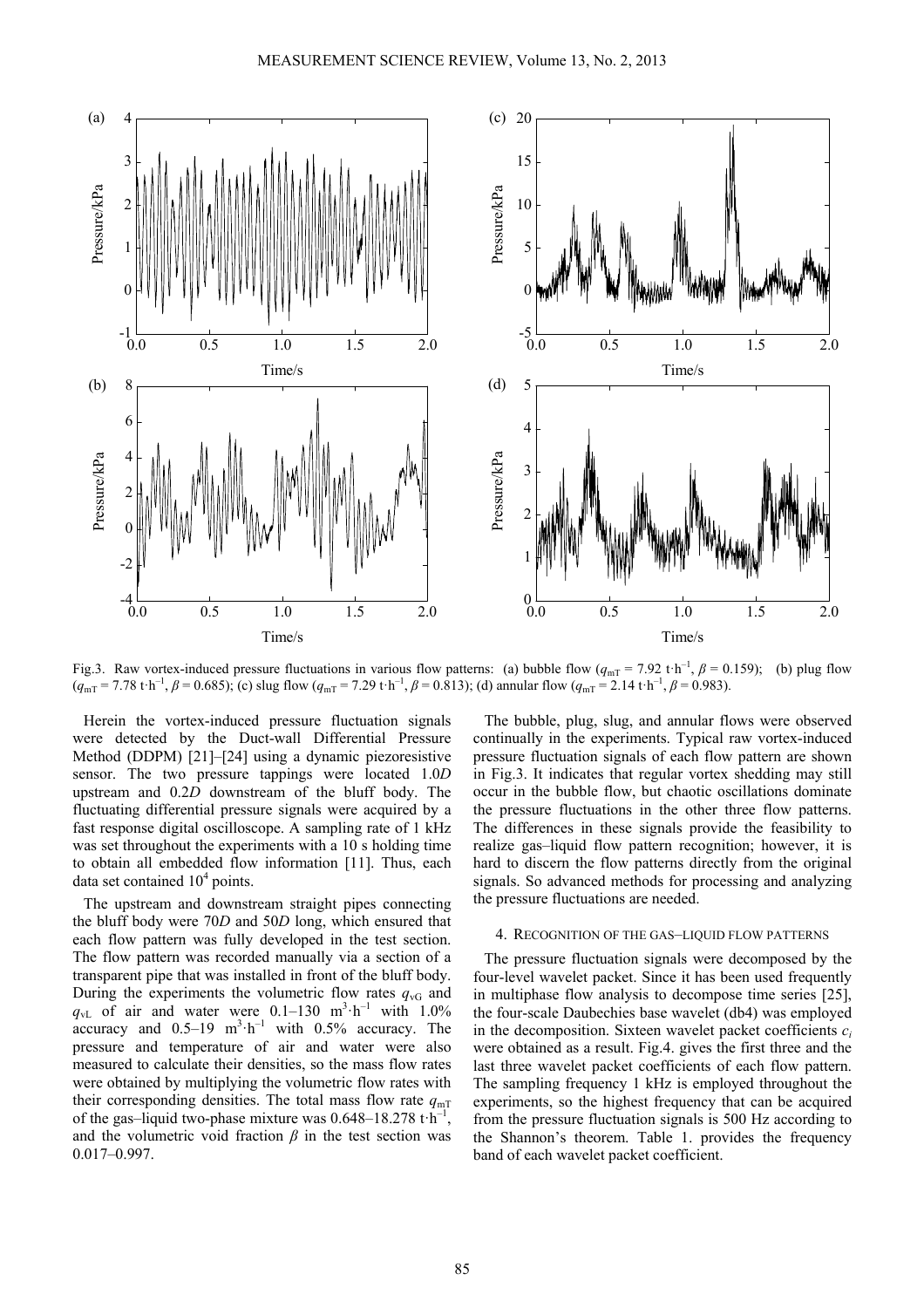Fig.3. Raw vortex-induced pressure fluctuations in various flow patterns: (a) bubble flow ($q_{mT}$ = 7.92 t·h$^{-1}$, $\beta$ = 0.159); (b) plug flow ($q_{mT}$ = 7.78 t·h$^{-1}$, $\beta$ = 0.685); (c) slug flow ($q_{mT}$ = 7.29 t·h$^{-1}$, $\beta$ = 0.813); (d) annular flow ($q_{mT}$ = 2.14 t·h$^{-1}$, $\beta$ = 0.983).

Herein the vortex-induced pressure fluctuation signals were detected by the Duct-wall Differential Pressure Method (DDPM) [21]–[24] using a dynamic piezoresistive sensor. The two pressure tappings were located 1.0*D* upstream and 0.2*D* downstream of the bluff body. The fluctuating differential pressure signals were acquired by a fast response digital oscilloscope. A sampling rate of 1 kHz was set throughout the experiments with a 10 s holding time to obtain all embedded flow information [11]. Thus, each data set contained $10^4$ points.

The upstream and downstream straight pipes connecting the bluff body were 70*D* and 50*D* long, which ensured that each flow pattern was fully developed in the test section. The flow pattern was recorded manually via a section of a transparent pipe that was installed in front of the bluff body. During the experiments the volumetric flow rates $q_{vG}$ and $q_{vL}$ of air and water were 0.1–130 m$^3$·h$^{-1}$ with 1.0% accuracy and 0.5–19 m$^3$·h$^{-1}$ with 0.5% accuracy. The pressure and temperature of air and water were also measured to calculate their densities, so the mass flow rates were obtained by multiplying the volumetric flow rates with their corresponding densities. The total mass flow rate $q_{mT}$ of the gas–liquid two-phase mixture was 0.648–18.278 t·h$^{-1}$, and the volumetric void fraction $\beta$ in the test section was 0.017–0.997.

The bubble, plug, slug, and annular flows were observed continually in the experiments. Typical raw vortex-induced pressure fluctuation signals of each flow pattern are shown in Fig.3. It indicates that regular vortex shedding may still occur in the bubble flow, but chaotic oscillations dominate the pressure fluctuations in the other three flow patterns. The differences in these signals provide the feasibility to realize gas–liquid flow pattern recognition; however, it is hard to discern the flow patterns directly from the original signals. So advanced methods for processing and analyzing the pressure fluctuations are needed.

## 4. Recognition of the gas–liquid flow patterns

The pressure fluctuation signals were decomposed by the four-level wavelet packet. Since it has been used frequently in multiphase flow analysis to decompose time series [25], the four-scale Daubechies base wavelet (db4) was employed in the decomposition. Sixteen wavelet packet coefficients $c_i$ were obtained as a result. Fig.4. gives the first three and the last three wavelet packet coefficients of each flow pattern. The sampling frequency 1 kHz is employed throughout the experiments, so the highest frequency that can be acquired from the pressure fluctuation signals is 500 Hz according to the Shannon's theorem. Table 1. provides the frequency band of each wavelet packet coefficient.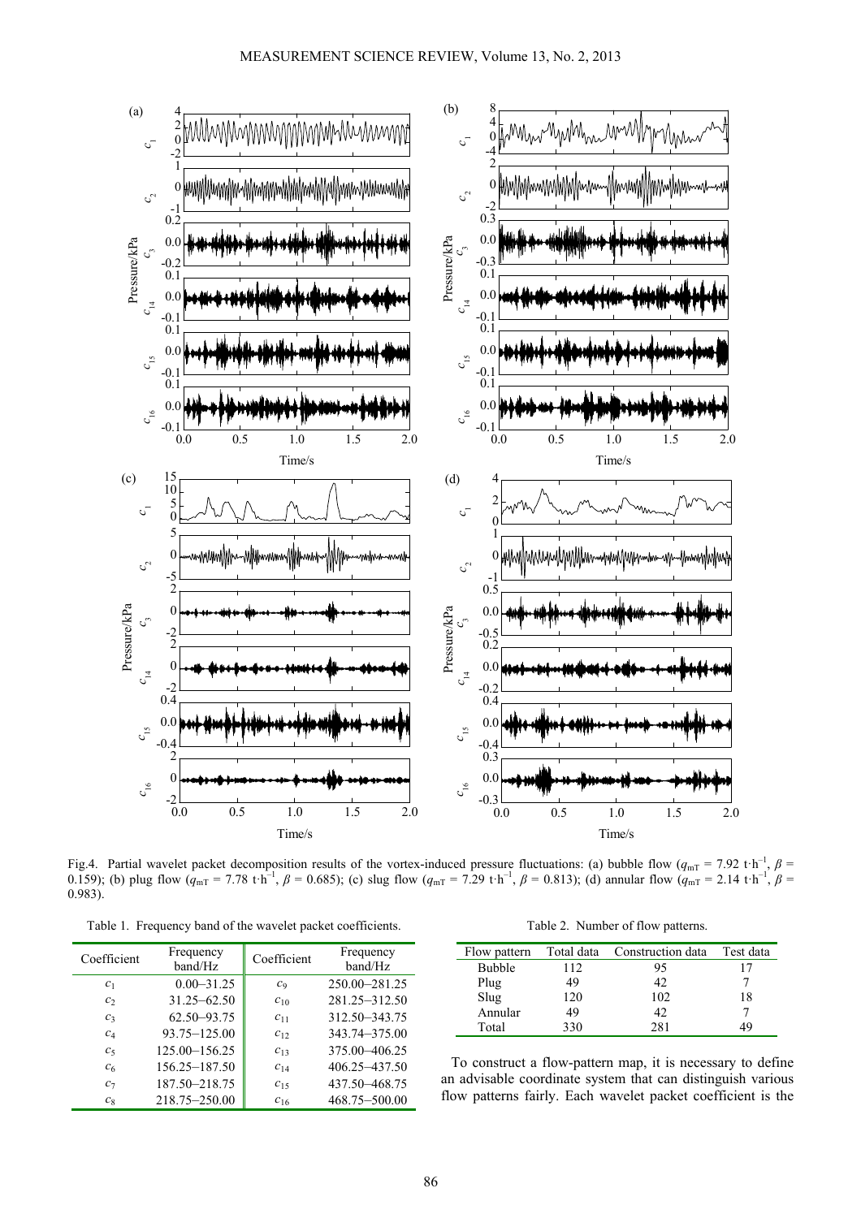Fig.4. Partial wavelet packet decomposition results of the vortex-induced pressure fluctuations: (a) bubble flow ($q_{mT}$ = 7.92 t·h$^{-1}$, $\beta$ = 0.159); (b) plug flow ($q_{mT}$ = 7.78 t·h$^{-1}$, $\beta$ = 0.685); (c) slug flow ($q_{mT}$ = 7.29 t·h$^{-1}$, $\beta$ = 0.813); (d) annular flow ($q_{mT}$ = 2.14 t·h$^{-1}$, $\beta$ = 0.983).

Table 1. Frequency band of the wavelet packet coefficients.

| Coefficient | Frequency band/Hz | Coefficient | Frequency band/Hz |
|---|---|---|---|
| $c_1$ | 0.00–31.25 | $c_9$ | 250.00–281.25 |
| $c_2$ | 31.25–62.50 | $c_{10}$ | 281.25–312.50 |
| $c_3$ | 62.50–93.75 | $c_{11}$ | 312.50–343.75 |
| $c_4$ | 93.75–125.00 | $c_{12}$ | 343.74–375.00 |
| $c_5$ | 125.00–156.25 | $c_{13}$ | 375.00–406.25 |
| $c_6$ | 156.25–187.50 | $c_{14}$ | 406.25–437.50 |
| $c_7$ | 187.50–218.75 | $c_{15}$ | 437.50–468.75 |
| $c_8$ | 218.75–250.00 | $c_{16}$ | 468.75–500.00 |

Table 2. Number of flow patterns.

| Flow pattern | Total data | Construction data | Test data |
|---|---|---|---|
| Bubble | 112 | 95 | 17 |
| Plug | 49 | 42 | 7 |
| Slug | 120 | 102 | 18 |
| Annular | 49 | 42 | 7 |
| Total | 330 | 281 | 49 |

To construct a flow-pattern map, it is necessary to define an advisable coordinate system that can distinguish various flow patterns fairly. Each wavelet packet coefficient is the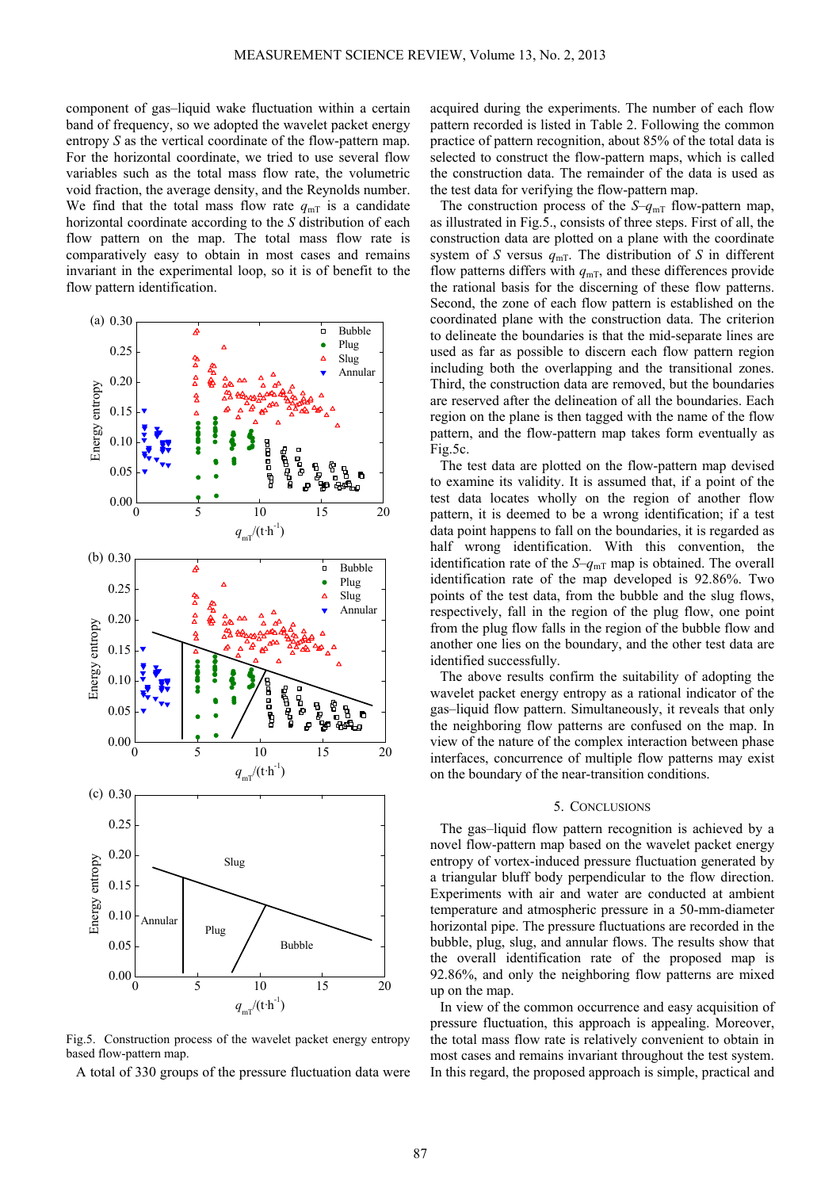component of gas–liquid wake fluctuation within a certain band of frequency, so we adopted the wavelet packet energy entropy $S$ as the vertical coordinate of the flow-pattern map. For the horizontal coordinate, we tried to use several flow variables such as the total mass flow rate, the volumetric void fraction, the average density, and the Reynolds number. We find that the total mass flow rate $q_{mT}$ is a candidate horizontal coordinate according to the $S$ distribution of each flow pattern on the map. The total mass flow rate is comparatively easy to obtain in most cases and remains invariant in the experimental loop, so it is of benefit to the flow pattern identification.

Fig.5. Construction process of the wavelet packet energy entropy based flow-pattern map.

A total of 330 groups of the pressure fluctuation data were acquired during the experiments. The number of each flow pattern recorded is listed in Table 2. Following the common practice of pattern recognition, about 85% of the total data is selected to construct the flow-pattern maps, which is called the construction data. The remainder of the data is used as the test data for verifying the flow-pattern map.

The construction process of the $S$–$q_{mT}$ flow-pattern map, as illustrated in Fig.5., consists of three steps. First of all, the construction data are plotted on a plane with the coordinate system of $S$ versus $q_{mT}$. The distribution of $S$ in different flow patterns differs with $q_{mT}$, and these differences provide the rational basis for the discerning of these flow patterns. Second, the zone of each flow pattern is established on the coordinated plane with the construction data. The criterion to delineate the boundaries is that the mid-separate lines are used as far as possible to discern each flow pattern region including both the overlapping and the transitional zones. Third, the construction data are removed, but the boundaries are reserved after the delineation of all the boundaries. Each region on the plane is then tagged with the name of the flow pattern, and the flow-pattern map takes form eventually as Fig.5c.

The test data are plotted on the flow-pattern map devised to examine its validity. It is assumed that, if a point of the test data locates wholly on the region of another flow pattern, it is deemed to be a wrong identification; if a test data point happens to fall on the boundaries, it is regarded as half wrong identification. With this convention, the identification rate of the $S$–$q_{mT}$ map is obtained. The overall identification rate of the map developed is 92.86%. Two points of the test data, from the bubble and the slug flows, respectively, fall in the region of the plug flow, one point from the plug flow falls in the region of the bubble flow and another one lies on the boundary, and the other test data are identified successfully.

The above results confirm the suitability of adopting the wavelet packet energy entropy as a rational indicator of the gas–liquid flow pattern. Simultaneously, it reveals that only the neighboring flow patterns are confused on the map. In view of the nature of the complex interaction between phase interfaces, concurrence of multiple flow patterns may exist on the boundary of the near-transition conditions.

## 5. Conclusions

The gas–liquid flow pattern recognition is achieved by a novel flow-pattern map based on the wavelet packet energy entropy of vortex-induced pressure fluctuation generated by a triangular bluff body perpendicular to the flow direction. Experiments with air and water are conducted at ambient temperature and atmospheric pressure in a 50-mm-diameter horizontal pipe. The pressure fluctuations are recorded in the bubble, plug, slug, and annular flows. The results show that the overall identification rate of the proposed map is 92.86%, and only the neighboring flow patterns are mixed up on the map.

In view of the common occurrence and easy acquisition of pressure fluctuation, this approach is appealing. Moreover, the total mass flow rate is relatively convenient to obtain in most cases and remains invariant throughout the test system. In this regard, the proposed approach is simple, practical and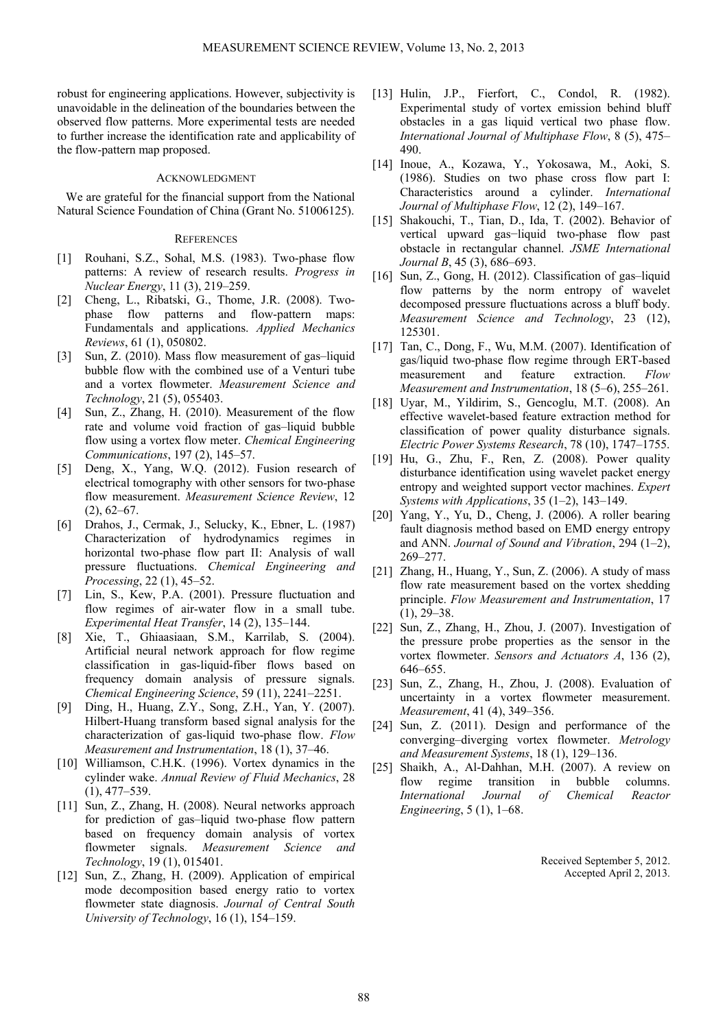robust for engineering applications. However, subjectivity is unavoidable in the delineation of the boundaries between the observed flow patterns. More experimental tests are needed to further increase the identification rate and applicability of the flow-pattern map proposed.

## Acknowledgment

We are grateful for the financial support from the National Natural Science Foundation of China (Grant No. 51006125).

## References

[1] Rouhani, S.Z., Sohal, M.S. (1983). Two-phase flow patterns: A review of research results. *Progress in Nuclear Energy*, 11 (3), 219–259.

[2] Cheng, L., Ribatski, G., Thome, J.R. (2008). Two-phase flow patterns and flow-pattern maps: Fundamentals and applications. *Applied Mechanics Reviews*, 61 (1), 050802.

[3] Sun, Z. (2010). Mass flow measurement of gas–liquid bubble flow with the combined use of a Venturi tube and a vortex flowmeter. *Measurement Science and Technology*, 21 (5), 055403.

[4] Sun, Z., Zhang, H. (2010). Measurement of the flow rate and volume void fraction of gas–liquid bubble flow using a vortex flow meter. *Chemical Engineering Communications*, 197 (2), 145–57.

[5] Deng, X., Yang, W.Q. (2012). Fusion research of electrical tomography with other sensors for two-phase flow measurement. *Measurement Science Review*, 12 (2), 62–67.

[6] Drahos, J., Cermak, J., Selucky, K., Ebner, L. (1987) Characterization of hydrodynamics regimes in horizontal two-phase flow part II: Analysis of wall pressure fluctuations. *Chemical Engineering and Processing*, 22 (1), 45–52.

[7] Lin, S., Kew, P.A. (2001). Pressure fluctuation and flow regimes of air-water flow in a small tube. *Experimental Heat Transfer*, 14 (2), 135–144.

[8] Xie, T., Ghiaasiaan, S.M., Karrilab, S. (2004). Artificial neural network approach for flow regime classification in gas-liquid-fiber flows based on frequency domain analysis of pressure signals. *Chemical Engineering Science*, 59 (11), 2241–2251.

[9] Ding, H., Huang, Z.Y., Song, Z.H., Yan, Y. (2007). Hilbert-Huang transform based signal analysis for the characterization of gas-liquid two-phase flow. *Flow Measurement and Instrumentation*, 18 (1), 37–46.

[10] Williamson, C.H.K. (1996). Vortex dynamics in the cylinder wake. *Annual Review of Fluid Mechanics*, 28 (1), 477–539.

[11] Sun, Z., Zhang, H. (2008). Neural networks approach for prediction of gas–liquid two-phase flow pattern based on frequency domain analysis of vortex flowmeter signals. *Measurement Science and Technology*, 19 (1), 015401.

[12] Sun, Z., Zhang, H. (2009). Application of empirical mode decomposition based energy ratio to vortex flowmeter state diagnosis. *Journal of Central South University of Technology*, 16 (1), 154–159.

[13] Hulin, J.P., Fierfort, C., Condol, R. (1982). Experimental study of vortex emission behind bluff obstacles in a gas liquid vertical two phase flow. *International Journal of Multiphase Flow*, 8 (5), 475–490.

[14] Inoue, A., Kozawa, Y., Yokosawa, M., Aoki, S. (1986). Studies on two phase cross flow part I: Characteristics around a cylinder. *International Journal of Multiphase Flow*, 12 (2), 149–167.

[15] Shakouchi, T., Tian, D., Ida, T. (2002). Behavior of vertical upward gas−liquid two-phase flow past obstacle in rectangular channel. *JSME International Journal B*, 45 (3), 686–693.

[16] Sun, Z., Gong, H. (2012). Classification of gas–liquid flow patterns by the norm entropy of wavelet decomposed pressure fluctuations across a bluff body. *Measurement Science and Technology*, 23 (12), 125301.

[17] Tan, C., Dong, F., Wu, M.M. (2007). Identification of gas/liquid two-phase flow regime through ERT-based measurement and feature extraction. *Flow Measurement and Instrumentation*, 18 (5–6), 255–261.

[18] Uyar, M., Yildirim, S., Gencoglu, M.T. (2008). An effective wavelet-based feature extraction method for classification of power quality disturbance signals. *Electric Power Systems Research*, 78 (10), 1747–1755.

[19] Hu, G., Zhu, F., Ren, Z. (2008). Power quality disturbance identification using wavelet packet energy entropy and weighted support vector machines. *Expert Systems with Applications*, 35 (1–2), 143–149.

[20] Yang, Y., Yu, D., Cheng, J. (2006). A roller bearing fault diagnosis method based on EMD energy entropy and ANN. *Journal of Sound and Vibration*, 294 (1–2), 269–277.

[21] Zhang, H., Huang, Y., Sun, Z. (2006). A study of mass flow rate measurement based on the vortex shedding principle. *Flow Measurement and Instrumentation*, 17 (1), 29–38.

[22] Sun, Z., Zhang, H., Zhou, J. (2007). Investigation of the pressure probe properties as the sensor in the vortex flowmeter. *Sensors and Actuators A*, 136 (2), 646–655.

[23] Sun, Z., Zhang, H., Zhou, J. (2008). Evaluation of uncertainty in a vortex flowmeter measurement. *Measurement*, 41 (4), 349–356.

[24] Sun, Z. (2011). Design and performance of the converging–diverging vortex flowmeter. *Metrology and Measurement Systems*, 18 (1), 129–136.

[25] Shaikh, A., Al-Dahhan, M.H. (2007). A review on flow regime transition in bubble columns. *International Journal of Chemical Reactor Engineering*, 5 (1), 1–68.

Received September 5, 2012.
Accepted April 2, 2013.